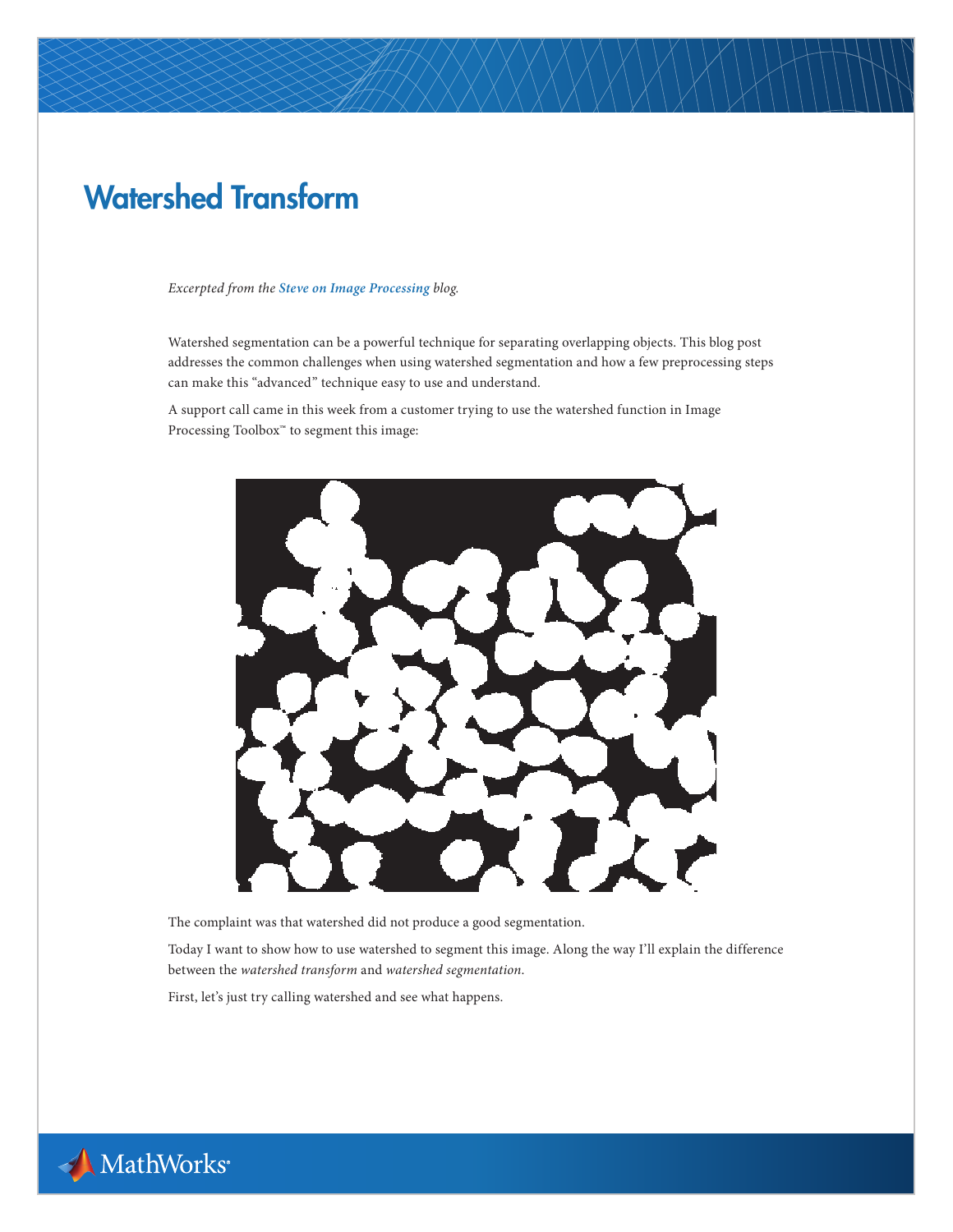# Watershed Transform

*Excerpted from the* ***Steve on Image Processing*** *blog.*

Watershed segmentation can be a powerful technique for separating overlapping objects. This blog post addresses the common challenges when using watershed segmentation and how a few preprocessing steps can make this “advanced” technique easy to use and understand.

A support call came in this week from a customer trying to use the watershed function in Image Processing Toolbox™ to segment this image:

The complaint was that watershed did not produce a good segmentation.

Today I want to show how to use watershed to segment this image. Along the way I’ll explain the difference between the *watershed transform* and *watershed segmentation*.

First, let’s just try calling watershed and see what happens.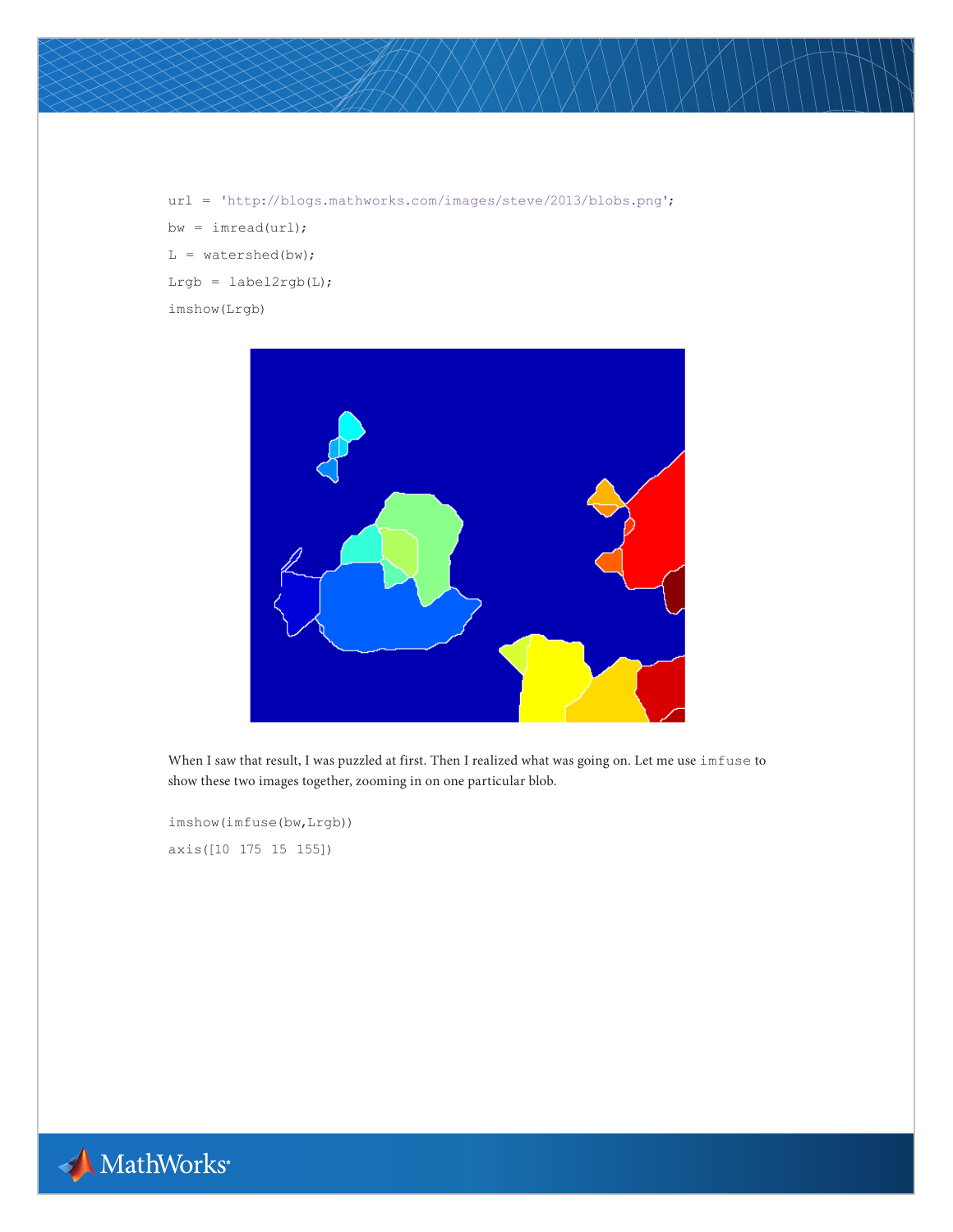```
url = 'http://blogs.mathworks.com/images/steve/2013/blobs.png';
bw = imread(url);
L = watershed(bw);
Lrgb = label2rgb(L);
imshow(Lrgb)
```

When I saw that result, I was puzzled at first. Then I realized what was going on. Let me use `imfuse` to show these two images together, zooming in on one particular blob.

```
imshow(imfuse(bw,Lrgb))
axis([10 175 15 155])
```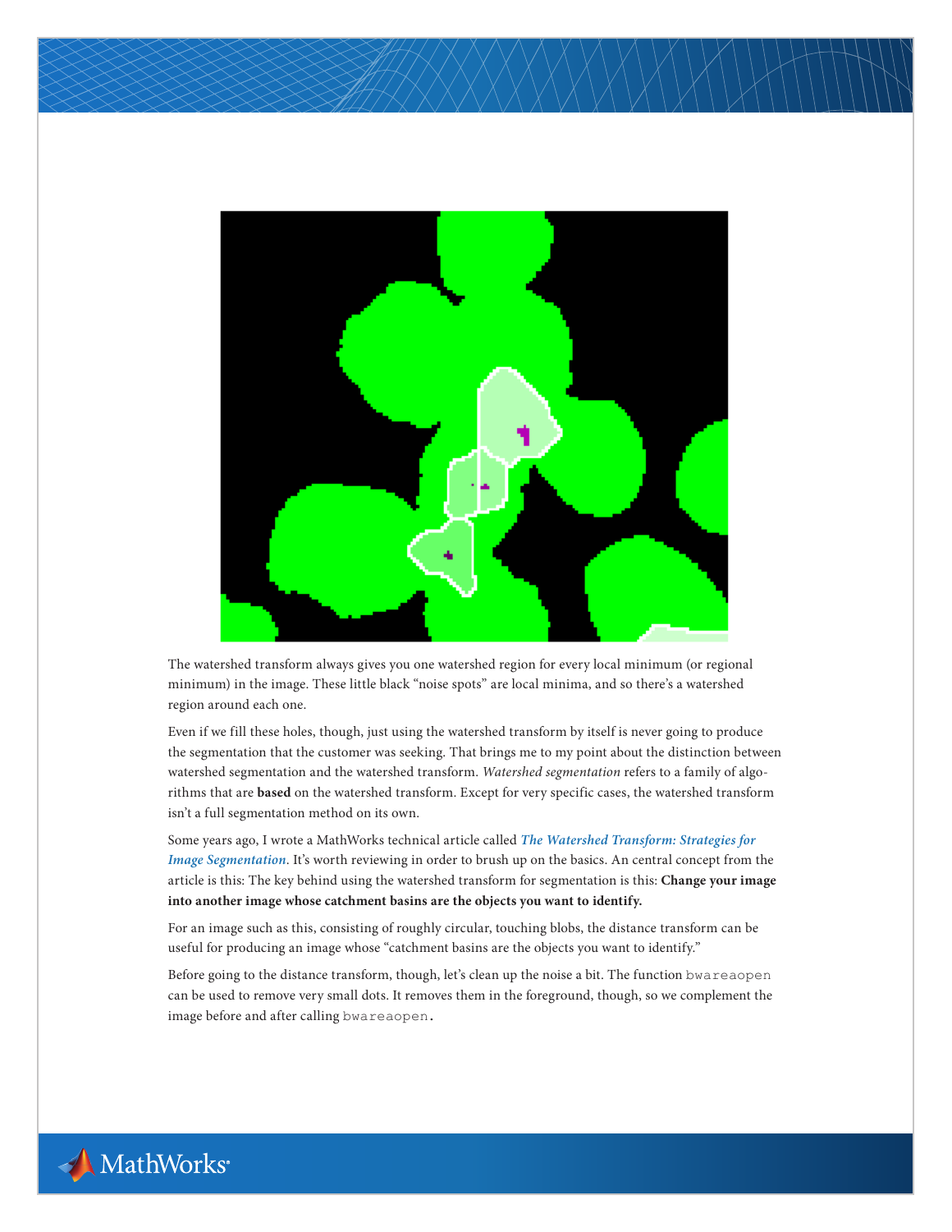The watershed transform always gives you one watershed region for every local minimum (or regional minimum) in the image. These little black "noise spots" are local minima, and so there's a watershed region around each one.

Even if we fill these holes, though, just using the watershed transform by itself is never going to produce the segmentation that the customer was seeking. That brings me to my point about the distinction between watershed segmentation and the watershed transform. *Watershed segmentation* refers to a family of algorithms that are **based** on the watershed transform. Except for very specific cases, the watershed transform isn't a full segmentation method on its own.

Some years ago, I wrote a MathWorks technical article called ***The Watershed Transform: Strategies for Image Segmentation***. It's worth reviewing in order to brush up on the basics. An central concept from the article is this: The key behind using the watershed transform for segmentation is this: **Change your image into another image whose catchment basins are the objects you want to identify.**

For an image such as this, consisting of roughly circular, touching blobs, the distance transform can be useful for producing an image whose "catchment basins are the objects you want to identify."

Before going to the distance transform, though, let's clean up the noise a bit. The function `bwareaopen` can be used to remove very small dots. It removes them in the foreground, though, so we complement the image before and after calling `bwareaopen`.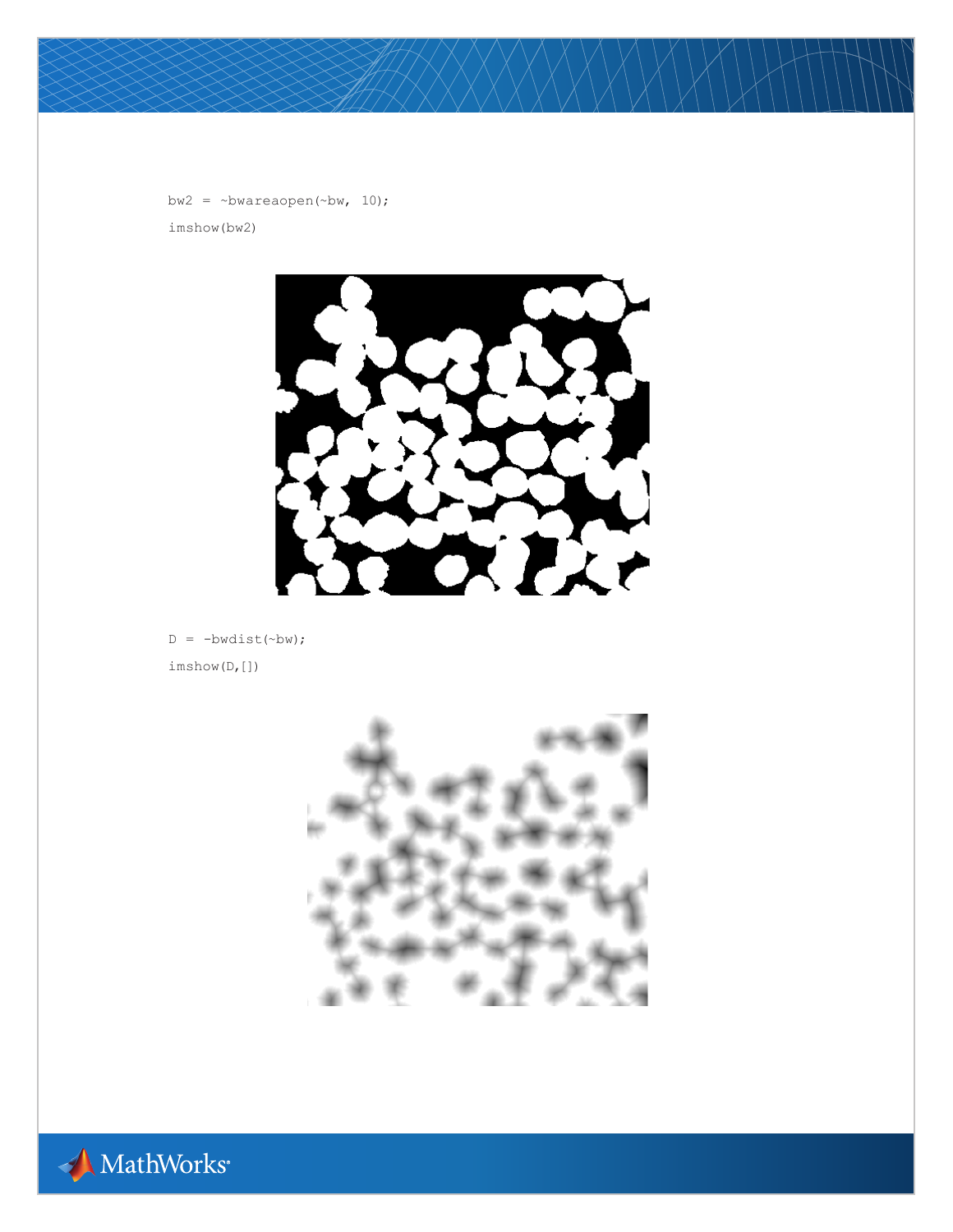```
bw2 = ~bwareaopen(~bw, 10);
imshow(bw2)
```

```
D = -bwdist(~bw);
imshow(D,[])
```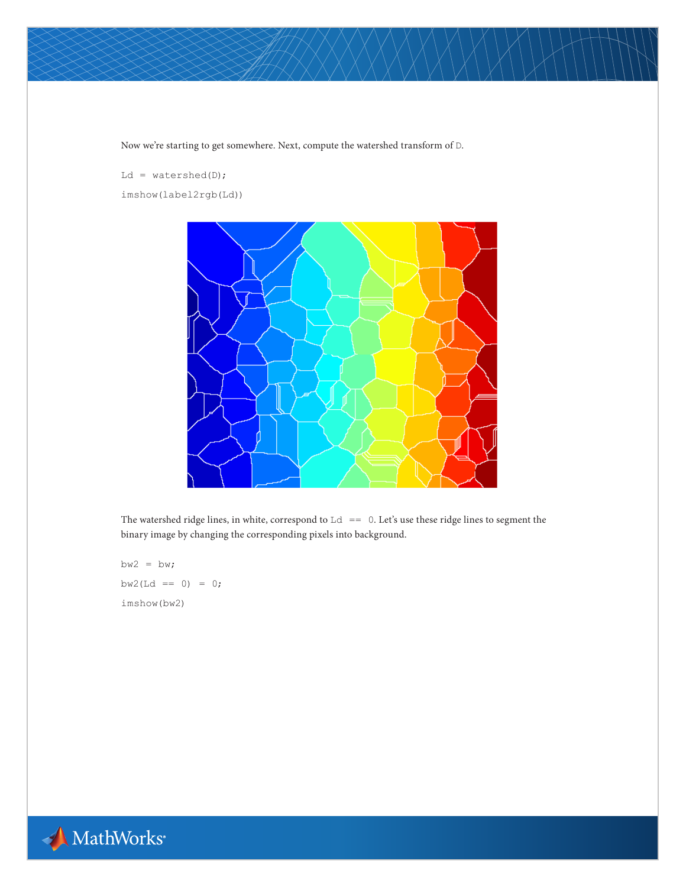Now we're starting to get somewhere. Next, compute the watershed transform of D.

```
Ld = watershed(D);
imshow(label2rgb(Ld))
```

The watershed ridge lines, in white, correspond to `Ld == 0`. Let's use these ridge lines to segment the binary image by changing the corresponding pixels into background.

```
bw2 = bw;
bw2(Ld == 0) = 0;
imshow(bw2)
```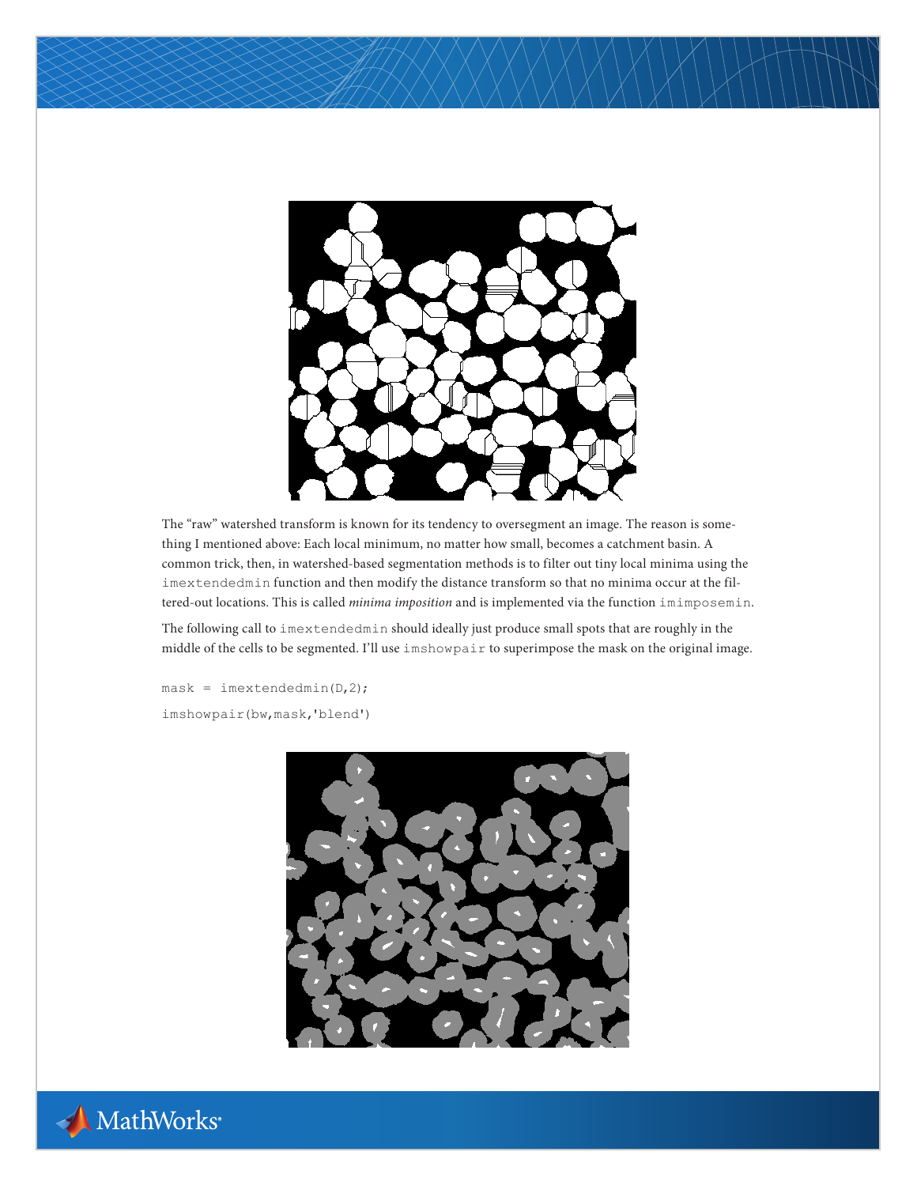The “raw” watershed transform is known for its tendency to oversegment an image. The reason is something I mentioned above: Each local minimum, no matter how small, becomes a catchment basin. A common trick, then, in watershed-based segmentation methods is to filter out tiny local minima using the imextendedmin function and then modify the distance transform so that no minima occur at the filtered-out locations. This is called *minima imposition* and is implemented via the function imimposemin.

The following call to imextendedmin should ideally just produce small spots that are roughly in the middle of the cells to be segmented. I’ll use imshowpair to superimpose the mask on the original image.

```
mask = imextendedmin(D,2);
imshowpair(bw,mask,'blend')
```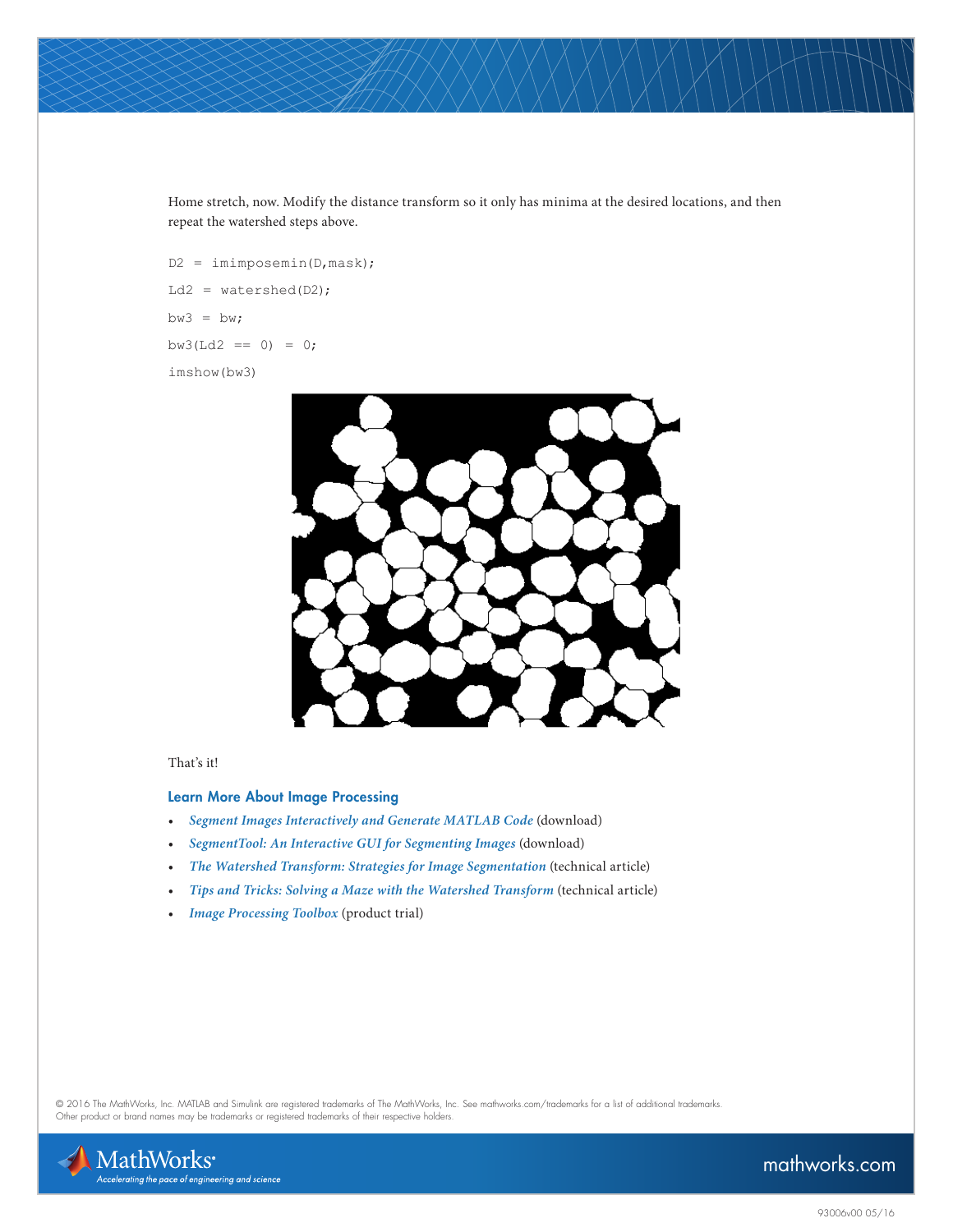Home stretch, now. Modify the distance transform so it only has minima at the desired locations, and then repeat the watershed steps above.

```
D2 = imimposemin(D,mask);
Ld2 = watershed(D2);
bw3 = bw;
bw3(Ld2 == 0) = 0;
imshow(bw3)
```

That's it!

### Learn More About Image Processing

- *Segment Images Interactively and Generate MATLAB Code* (download)
- *SegmentTool: An Interactive GUI for Segmenting Images* (download)
- *The Watershed Transform: Strategies for Image Segmentation* (technical article)
- *Tips and Tricks: Solving a Maze with the Watershed Transform* (technical article)
- *Image Processing Toolbox* (product trial)

© 2016 The MathWorks, Inc. MATLAB and Simulink are registered trademarks of The MathWorks, Inc. See mathworks.com/trademarks for a list of additional trademarks. Other product or brand names may be trademarks or registered trademarks of their respective holders.

93006v00 05/16